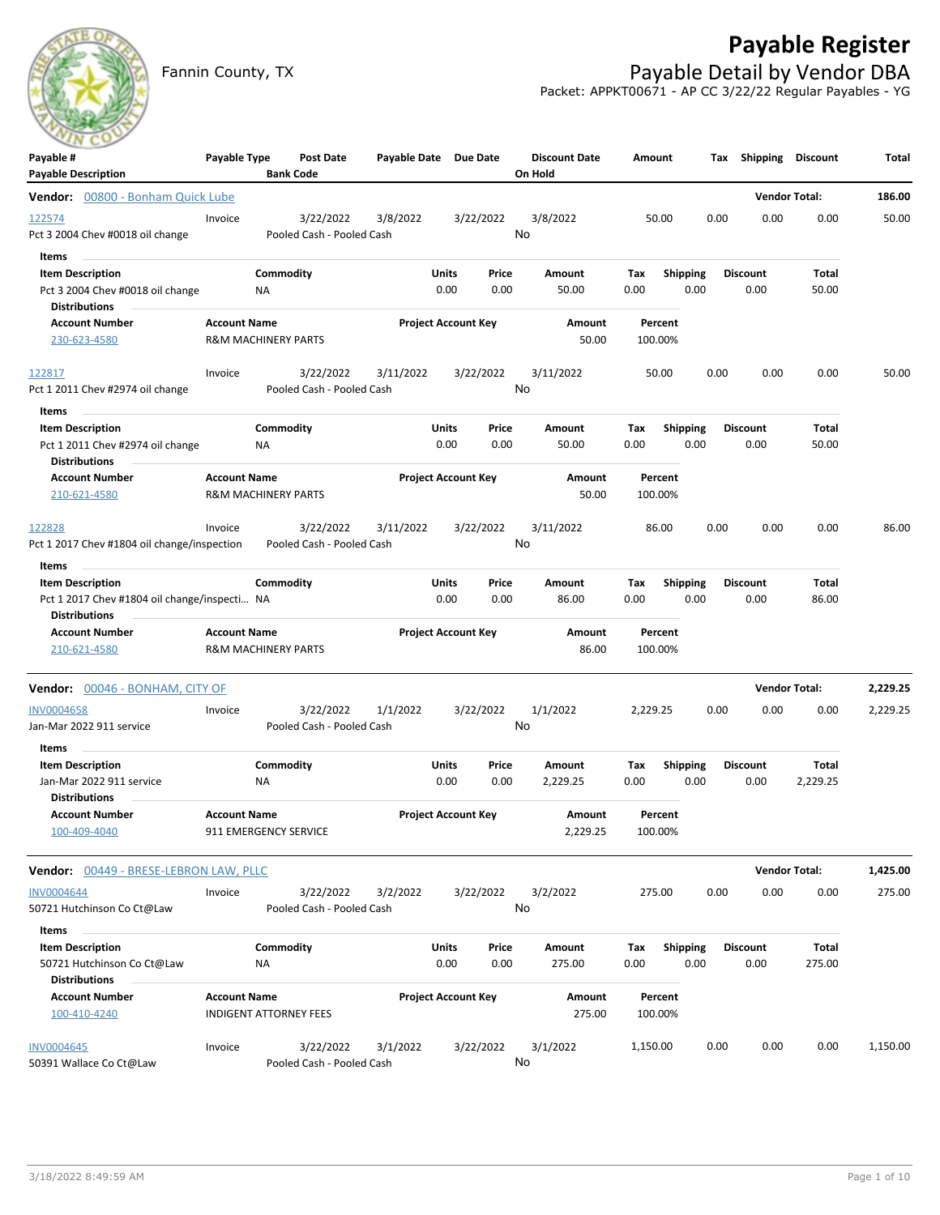# Payable Register

Fannin County, TX

## Payable Detail by Vendor DBA

Packet: APPKT00671 - AP CC 3/22/22 Regular Payables - YG

| Payable # / Payable Description | Payable Type | Post Date / Bank Code | Payable Date | Due Date | Discount Date / On Hold | Amount | Tax | Shipping | Discount | Total |
|---|---|---|---|---|---|---|---|---|---|---|

### Vendor: 00800 - Bonham Quick Lube — Vendor Total: 186.00

| Payable # | Payable Type | Post Date | Payable Date | Due Date | Discount Date | Amount | Tax | Shipping | Discount | Total |
|---|---|---|---|---|---|---|---|---|---|---|
| 122574 | Invoice | 3/22/2022 | 3/8/2022 | 3/22/2022 | 3/8/2022 | 50.00 | 0.00 | 0.00 | 0.00 | 50.00 |

Pct 3 2004 Chev #0018 oil change — Pooled Cash - Pooled Cash — On Hold: No

**Items**

| Item Description | Commodity | Units | Price | Amount | Tax | Shipping | Discount | Total |
|---|---|---|---|---|---|---|---|---|
| Pct 3 2004 Chev #0018 oil change | NA | 0.00 | 0.00 | 50.00 | 0.00 | 0.00 | 0.00 | 50.00 |

**Distributions**

| Account Number | Account Name | Project Account Key | Amount | Percent |
|---|---|---|---|---|
| 230-623-4580 | R&M MACHINERY PARTS | | 50.00 | 100.00% |

| Payable # | Payable Type | Post Date | Payable Date | Due Date | Discount Date | Amount | Tax | Shipping | Discount | Total |
|---|---|---|---|---|---|---|---|---|---|---|
| 122817 | Invoice | 3/22/2022 | 3/11/2022 | 3/22/2022 | 3/11/2022 | 50.00 | 0.00 | 0.00 | 0.00 | 50.00 |

Pct 1 2011 Chev #2974 oil change — Pooled Cash - Pooled Cash — On Hold: No

**Items**

| Item Description | Commodity | Units | Price | Amount | Tax | Shipping | Discount | Total |
|---|---|---|---|---|---|---|---|---|
| Pct 1 2011 Chev #2974 oil change | NA | 0.00 | 0.00 | 50.00 | 0.00 | 0.00 | 0.00 | 50.00 |

**Distributions**

| Account Number | Account Name | Project Account Key | Amount | Percent |
|---|---|---|---|---|
| 210-621-4580 | R&M MACHINERY PARTS | | 50.00 | 100.00% |

| Payable # | Payable Type | Post Date | Payable Date | Due Date | Discount Date | Amount | Tax | Shipping | Discount | Total |
|---|---|---|---|---|---|---|---|---|---|---|
| 122828 | Invoice | 3/22/2022 | 3/11/2022 | 3/22/2022 | 3/11/2022 | 86.00 | 0.00 | 0.00 | 0.00 | 86.00 |

Pct 1 2017 Chev #1804 oil change/inspection — Pooled Cash - Pooled Cash — On Hold: No

**Items**

| Item Description | Commodity | Units | Price | Amount | Tax | Shipping | Discount | Total |
|---|---|---|---|---|---|---|---|---|
| Pct 1 2017 Chev #1804 oil change/inspecti… | NA | 0.00 | 0.00 | 86.00 | 0.00 | 0.00 | 0.00 | 86.00 |

**Distributions**

| Account Number | Account Name | Project Account Key | Amount | Percent |
|---|---|---|---|---|
| 210-621-4580 | R&M MACHINERY PARTS | | 86.00 | 100.00% |

### Vendor: 00046 - BONHAM, CITY OF — Vendor Total: 2,229.25

| Payable # | Payable Type | Post Date | Payable Date | Due Date | Discount Date | Amount | Tax | Shipping | Discount | Total |
|---|---|---|---|---|---|---|---|---|---|---|
| INV0004658 | Invoice | 3/22/2022 | 1/1/2022 | 3/22/2022 | 1/1/2022 | 2,229.25 | 0.00 | 0.00 | 0.00 | 2,229.25 |

Jan-Mar 2022 911 service — Pooled Cash - Pooled Cash — On Hold: No

**Items**

| Item Description | Commodity | Units | Price | Amount | Tax | Shipping | Discount | Total |
|---|---|---|---|---|---|---|---|---|
| Jan-Mar 2022 911 service | NA | 0.00 | 0.00 | 2,229.25 | 0.00 | 0.00 | 0.00 | 2,229.25 |

**Distributions**

| Account Number | Account Name | Project Account Key | Amount | Percent |
|---|---|---|---|---|
| 100-409-4040 | 911 EMERGENCY SERVICE | | 2,229.25 | 100.00% |

### Vendor: 00449 - BRESE-LEBRON LAW, PLLC — Vendor Total: 1,425.00

| Payable # | Payable Type | Post Date | Payable Date | Due Date | Discount Date | Amount | Tax | Shipping | Discount | Total |
|---|---|---|---|---|---|---|---|---|---|---|
| INV0004644 | Invoice | 3/22/2022 | 3/2/2022 | 3/22/2022 | 3/2/2022 | 275.00 | 0.00 | 0.00 | 0.00 | 275.00 |

50721 Hutchinson Co Ct@Law — Pooled Cash - Pooled Cash — On Hold: No

**Items**

| Item Description | Commodity | Units | Price | Amount | Tax | Shipping | Discount | Total |
|---|---|---|---|---|---|---|---|---|
| 50721 Hutchinson Co Ct@Law | NA | 0.00 | 0.00 | 275.00 | 0.00 | 0.00 | 0.00 | 275.00 |

**Distributions**

| Account Number | Account Name | Project Account Key | Amount | Percent |
|---|---|---|---|---|
| 100-410-4240 | INDIGENT ATTORNEY FEES | | 275.00 | 100.00% |

| Payable # | Payable Type | Post Date | Payable Date | Due Date | Discount Date | Amount | Tax | Shipping | Discount | Total |
|---|---|---|---|---|---|---|---|---|---|---|
| INV0004645 | Invoice | 3/22/2022 | 3/1/2022 | 3/22/2022 | 3/1/2022 | 1,150.00 | 0.00 | 0.00 | 0.00 | 1,150.00 |

50391 Wallace Co Ct@Law — Pooled Cash - Pooled Cash — On Hold: No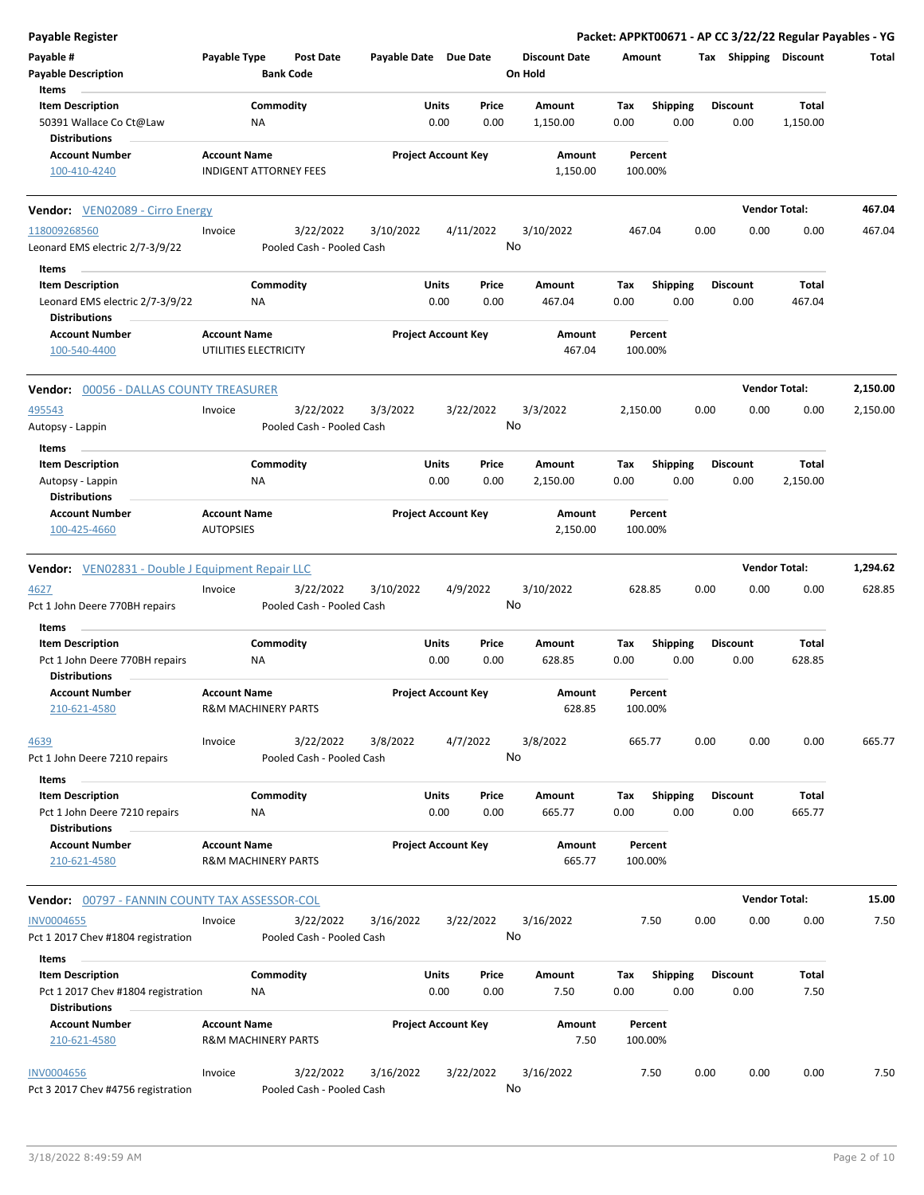**Payable Register** — **Packet: APPKT00671 - AP CC 3/22/22 Regular Payables - YG**

| Payable # | Payable Type | Post Date | Payable Date | Due Date | Discount Date | Amount | Tax | Shipping | Discount | Total |
|---|---|---|---|---|---|---|---|---|---|---|
| **Payable Description** | | **Bank Code** | | | **On Hold** | | | | | |

**Items**

| Item Description | Commodity | Units | Price | Amount | Tax | Shipping | Discount | Total |
|---|---|---|---|---|---|---|---|---|
| 50391 Wallace Co Ct@Law | NA | 0.00 | 0.00 | 1,150.00 | 0.00 | 0.00 | 0.00 | 1,150.00 |

**Distributions**

| Account Number | Account Name | Project Account Key | Amount | Percent |
|---|---|---|---|---|
| 100-410-4240 | INDIGENT ATTORNEY FEES | | 1,150.00 | 100.00% |

---

**Vendor:** VEN02089 - Cirro Energy — **Vendor Total: 467.04**

| Payable # | Payable Type | Post Date | Payable Date | Due Date | Discount Date | Amount | Tax | Shipping | Discount | Total |
|---|---|---|---|---|---|---|---|---|---|---|
| 118009268560 | Invoice | 3/22/2022 | 3/10/2022 | 4/11/2022 | 3/10/2022 | 467.04 | 0.00 | 0.00 | 0.00 | 467.04 |
| Leonard EMS electric 2/7-3/9/22 | | Pooled Cash - Pooled Cash | | | No | | | | | |

**Items**

| Item Description | Commodity | Units | Price | Amount | Tax | Shipping | Discount | Total |
|---|---|---|---|---|---|---|---|---|
| Leonard EMS electric 2/7-3/9/22 | NA | 0.00 | 0.00 | 467.04 | 0.00 | 0.00 | 0.00 | 467.04 |

**Distributions**

| Account Number | Account Name | Project Account Key | Amount | Percent |
|---|---|---|---|---|
| 100-540-4400 | UTILITIES ELECTRICITY | | 467.04 | 100.00% |

---

**Vendor:** 00056 - DALLAS COUNTY TREASURER — **Vendor Total: 2,150.00**

| Payable # | Payable Type | Post Date | Payable Date | Due Date | Discount Date | Amount | Tax | Shipping | Discount | Total |
|---|---|---|---|---|---|---|---|---|---|---|
| 495543 | Invoice | 3/22/2022 | 3/3/2022 | 3/22/2022 | 3/3/2022 | 2,150.00 | 0.00 | 0.00 | 0.00 | 2,150.00 |
| Autopsy - Lappin | | Pooled Cash - Pooled Cash | | | No | | | | | |

**Items**

| Item Description | Commodity | Units | Price | Amount | Tax | Shipping | Discount | Total |
|---|---|---|---|---|---|---|---|---|
| Autopsy - Lappin | NA | 0.00 | 0.00 | 2,150.00 | 0.00 | 0.00 | 0.00 | 2,150.00 |

**Distributions**

| Account Number | Account Name | Project Account Key | Amount | Percent |
|---|---|---|---|---|
| 100-425-4660 | AUTOPSIES | | 2,150.00 | 100.00% |

---

**Vendor:** VEN02831 - Double J Equipment Repair LLC — **Vendor Total: 1,294.62**

| Payable # | Payable Type | Post Date | Payable Date | Due Date | Discount Date | Amount | Tax | Shipping | Discount | Total |
|---|---|---|---|---|---|---|---|---|---|---|
| 4627 | Invoice | 3/22/2022 | 3/10/2022 | 4/9/2022 | 3/10/2022 | 628.85 | 0.00 | 0.00 | 0.00 | 628.85 |
| Pct 1 John Deere 770BH repairs | | Pooled Cash - Pooled Cash | | | No | | | | | |

**Items**

| Item Description | Commodity | Units | Price | Amount | Tax | Shipping | Discount | Total |
|---|---|---|---|---|---|---|---|---|
| Pct 1 John Deere 770BH repairs | NA | 0.00 | 0.00 | 628.85 | 0.00 | 0.00 | 0.00 | 628.85 |

**Distributions**

| Account Number | Account Name | Project Account Key | Amount | Percent |
|---|---|---|---|---|
| 210-621-4580 | R&M MACHINERY PARTS | | 628.85 | 100.00% |

| Payable # | Payable Type | Post Date | Payable Date | Due Date | Discount Date | Amount | Tax | Shipping | Discount | Total |
|---|---|---|---|---|---|---|---|---|---|---|
| 4639 | Invoice | 3/22/2022 | 3/8/2022 | 4/7/2022 | 3/8/2022 | 665.77 | 0.00 | 0.00 | 0.00 | 665.77 |
| Pct 1 John Deere 7210 repairs | | Pooled Cash - Pooled Cash | | | No | | | | | |

**Items**

| Item Description | Commodity | Units | Price | Amount | Tax | Shipping | Discount | Total |
|---|---|---|---|---|---|---|---|---|
| Pct 1 John Deere 7210 repairs | NA | 0.00 | 0.00 | 665.77 | 0.00 | 0.00 | 0.00 | 665.77 |

**Distributions**

| Account Number | Account Name | Project Account Key | Amount | Percent |
|---|---|---|---|---|
| 210-621-4580 | R&M MACHINERY PARTS | | 665.77 | 100.00% |

---

**Vendor:** 00797 - FANNIN COUNTY TAX ASSESSOR-COL — **Vendor Total: 15.00**

| Payable # | Payable Type | Post Date | Payable Date | Due Date | Discount Date | Amount | Tax | Shipping | Discount | Total |
|---|---|---|---|---|---|---|---|---|---|---|
| INV0004655 | Invoice | 3/22/2022 | 3/16/2022 | 3/22/2022 | 3/16/2022 | 7.50 | 0.00 | 0.00 | 0.00 | 7.50 |
| Pct 1 2017 Chev #1804 registration | | Pooled Cash - Pooled Cash | | | No | | | | | |

**Items**

| Item Description | Commodity | Units | Price | Amount | Tax | Shipping | Discount | Total |
|---|---|---|---|---|---|---|---|---|
| Pct 1 2017 Chev #1804 registration | NA | 0.00 | 0.00 | 7.50 | 0.00 | 0.00 | 0.00 | 7.50 |

**Distributions**

| Account Number | Account Name | Project Account Key | Amount | Percent |
|---|---|---|---|---|
| 210-621-4580 | R&M MACHINERY PARTS | | 7.50 | 100.00% |

| Payable # | Payable Type | Post Date | Payable Date | Due Date | Discount Date | Amount | Tax | Shipping | Discount | Total |
|---|---|---|---|---|---|---|---|---|---|---|
| INV0004656 | Invoice | 3/22/2022 | 3/16/2022 | 3/22/2022 | 3/16/2022 | 7.50 | 0.00 | 0.00 | 0.00 | 7.50 |
| Pct 3 2017 Chev #4756 registration | | Pooled Cash - Pooled Cash | | | No | | | | | |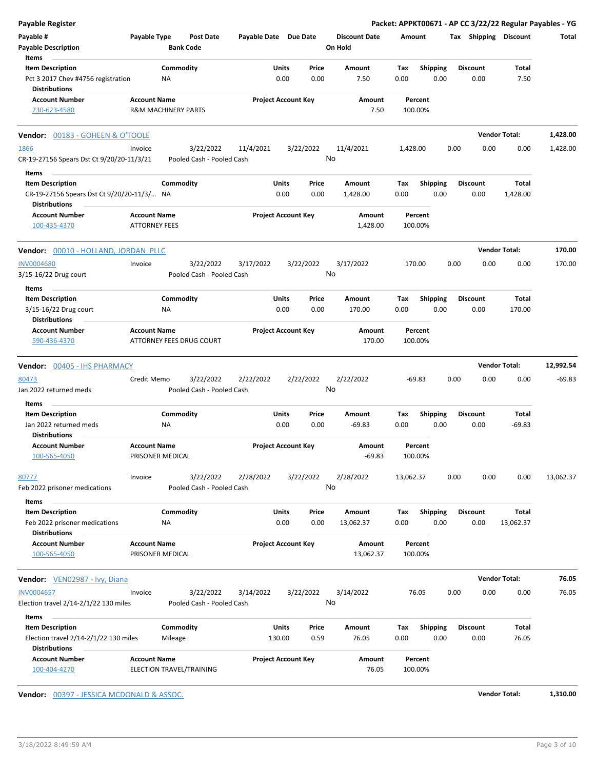## Payable Register

**Packet: APPKT00671 - AP CC 3/22/22 Regular Payables - YG**

| Payable # | Payable Type | Post Date | Payable Date | Due Date | Discount Date | Amount | Tax | Shipping | Discount | Total |
|---|---|---|---|---|---|---|---|---|---|---|
| Payable Description | | Bank Code | | | On Hold | | | | | |

**Items**

| Item Description | Commodity | Units | Price | Amount | Tax | Shipping | Discount | Total |
|---|---|---|---|---|---|---|---|---|
| Pct 3 2017 Chev #4756 registration | NA | 0.00 | 0.00 | 7.50 | 0.00 | 0.00 | 0.00 | 7.50 |

**Distributions**

| Account Number | Account Name | Project Account Key | Amount | Percent |
|---|---|---|---|---|
| 230-623-4580 | R&M MACHINERY PARTS | | 7.50 | 100.00% |

---

**Vendor: 00183 - GOHEEN & O'TOOLE** — **Vendor Total: 1,428.00**

| Payable # | Payable Type | Post Date | Payable Date | Due Date | Discount Date | Amount | Tax | Shipping | Discount | Total |
|---|---|---|---|---|---|---|---|---|---|---|
| 1866 | Invoice | 3/22/2022 | 11/4/2021 | 3/22/2022 | 11/4/2021 | 1,428.00 | 0.00 | 0.00 | 0.00 | 1,428.00 |
| CR-19-27156 Spears Dst Ct 9/20/20-11/3/21 | | Pooled Cash - Pooled Cash | | | No | | | | | |

**Items**

| Item Description | Commodity | Units | Price | Amount | Tax | Shipping | Discount | Total |
|---|---|---|---|---|---|---|---|---|
| CR-19-27156 Spears Dst Ct 9/20/20-11/3/... | NA | 0.00 | 0.00 | 1,428.00 | 0.00 | 0.00 | 0.00 | 1,428.00 |

**Distributions**

| Account Number | Account Name | Project Account Key | Amount | Percent |
|---|---|---|---|---|
| 100-435-4370 | ATTORNEY FEES | | 1,428.00 | 100.00% |

---

**Vendor: 00010 - HOLLAND, JORDAN PLLC** — **Vendor Total: 170.00**

| Payable # | Payable Type | Post Date | Payable Date | Due Date | Discount Date | Amount | Tax | Shipping | Discount | Total |
|---|---|---|---|---|---|---|---|---|---|---|
| INV0004680 | Invoice | 3/22/2022 | 3/17/2022 | 3/22/2022 | 3/17/2022 | 170.00 | 0.00 | 0.00 | 0.00 | 170.00 |
| 3/15-16/22 Drug court | | Pooled Cash - Pooled Cash | | | No | | | | | |

**Items**

| Item Description | Commodity | Units | Price | Amount | Tax | Shipping | Discount | Total |
|---|---|---|---|---|---|---|---|---|
| 3/15-16/22 Drug court | NA | 0.00 | 0.00 | 170.00 | 0.00 | 0.00 | 0.00 | 170.00 |

**Distributions**

| Account Number | Account Name | Project Account Key | Amount | Percent |
|---|---|---|---|---|
| 590-436-4370 | ATTORNEY FEES DRUG COURT | | 170.00 | 100.00% |

---

**Vendor: 00405 - IHS PHARMACY** — **Vendor Total: 12,992.54**

| Payable # | Payable Type | Post Date | Payable Date | Due Date | Discount Date | Amount | Tax | Shipping | Discount | Total |
|---|---|---|---|---|---|---|---|---|---|---|
| 80473 | Credit Memo | 3/22/2022 | 2/22/2022 | 2/22/2022 | 2/22/2022 | -69.83 | 0.00 | 0.00 | 0.00 | -69.83 |
| Jan 2022 returned meds | | Pooled Cash - Pooled Cash | | | No | | | | | |

**Items**

| Item Description | Commodity | Units | Price | Amount | Tax | Shipping | Discount | Total |
|---|---|---|---|---|---|---|---|---|
| Jan 2022 returned meds | NA | 0.00 | 0.00 | -69.83 | 0.00 | 0.00 | 0.00 | -69.83 |

**Distributions**

| Account Number | Account Name | Project Account Key | Amount | Percent |
|---|---|---|---|---|
| 100-565-4050 | PRISONER MEDICAL | | -69.83 | 100.00% |

| Payable # | Payable Type | Post Date | Payable Date | Due Date | Discount Date | Amount | Tax | Shipping | Discount | Total |
|---|---|---|---|---|---|---|---|---|---|---|
| 80777 | Invoice | 3/22/2022 | 2/28/2022 | 3/22/2022 | 2/28/2022 | 13,062.37 | 0.00 | 0.00 | 0.00 | 13,062.37 |
| Feb 2022 prisoner medications | | Pooled Cash - Pooled Cash | | | No | | | | | |

**Items**

| Item Description | Commodity | Units | Price | Amount | Tax | Shipping | Discount | Total |
|---|---|---|---|---|---|---|---|---|
| Feb 2022 prisoner medications | NA | 0.00 | 0.00 | 13,062.37 | 0.00 | 0.00 | 0.00 | 13,062.37 |

**Distributions**

| Account Number | Account Name | Project Account Key | Amount | Percent |
|---|---|---|---|---|
| 100-565-4050 | PRISONER MEDICAL | | 13,062.37 | 100.00% |

---

**Vendor: VEN02987 - Ivy, Diana** — **Vendor Total: 76.05**

| Payable # | Payable Type | Post Date | Payable Date | Due Date | Discount Date | Amount | Tax | Shipping | Discount | Total |
|---|---|---|---|---|---|---|---|---|---|---|
| INV0004657 | Invoice | 3/22/2022 | 3/14/2022 | 3/22/2022 | 3/14/2022 | 76.05 | 0.00 | 0.00 | 0.00 | 76.05 |
| Election travel 2/14-2/1/22 130 miles | | Pooled Cash - Pooled Cash | | | No | | | | | |

**Items**

| Item Description | Commodity | Units | Price | Amount | Tax | Shipping | Discount | Total |
|---|---|---|---|---|---|---|---|---|
| Election travel 2/14-2/1/22 130 miles | Mileage | 130.00 | 0.59 | 76.05 | 0.00 | 0.00 | 0.00 | 76.05 |

**Distributions**

| Account Number | Account Name | Project Account Key | Amount | Percent |
|---|---|---|---|---|
| 100-404-4270 | ELECTION TRAVEL/TRAINING | | 76.05 | 100.00% |

---

**Vendor: 00397 - JESSICA MCDONALD & ASSOC.** — **Vendor Total: 1,310.00**

3/18/2022 8:49:59 AM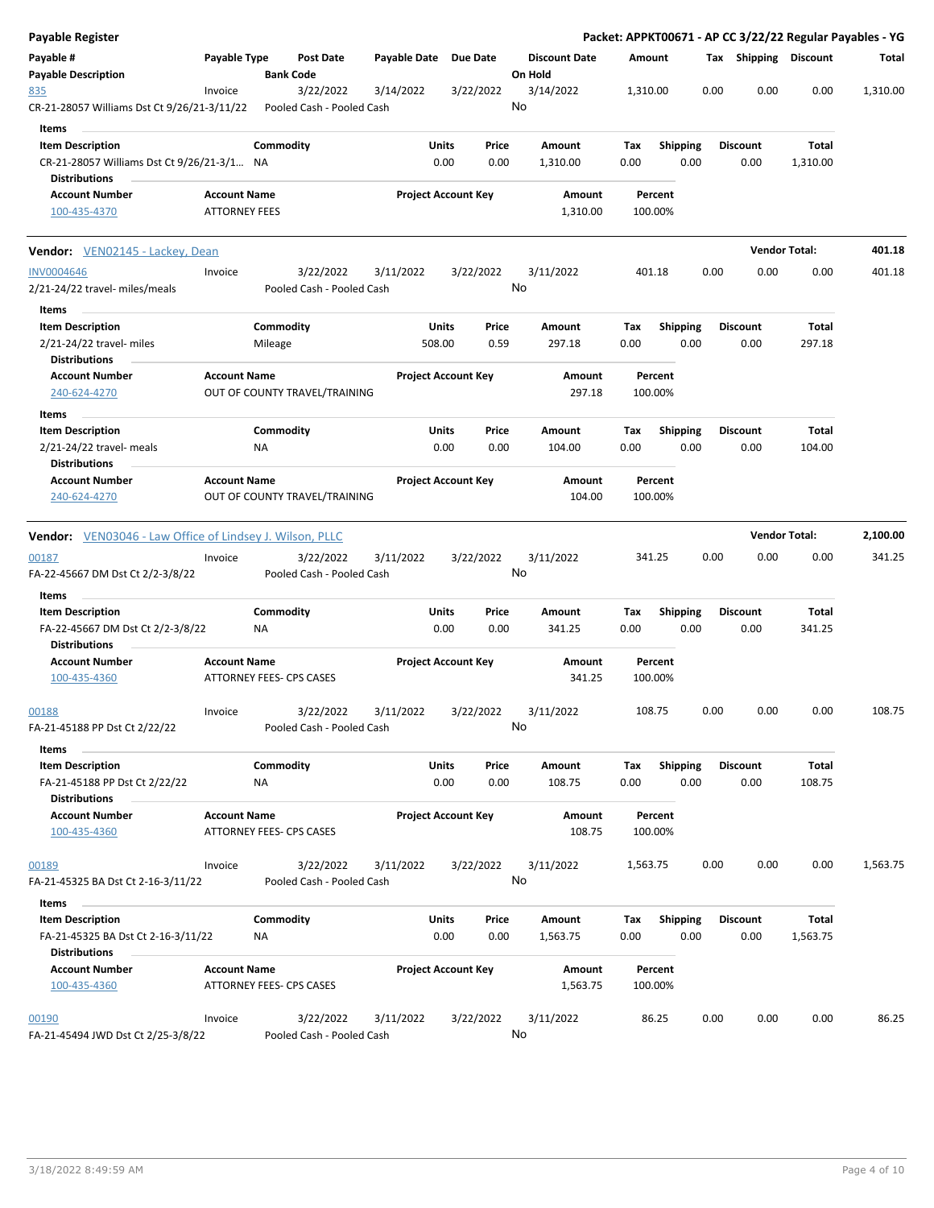**Payable Register** — **Packet: APPKT00671 - AP CC 3/22/22 Regular Payables - YG**

| Payable # | Payable Type | Post Date | Payable Date | Due Date | Discount Date | Amount | Tax | Shipping | Discount | Total |
|---|---|---|---|---|---|---|---|---|---|---|
| **Payable Description** | | **Bank Code** | | | **On Hold** | | | | | |
| 835 | Invoice | 3/22/2022 | 3/14/2022 | 3/22/2022 | 3/14/2022 | 1,310.00 | 0.00 | 0.00 | 0.00 | 1,310.00 |
| CR-21-28057 Williams Dst Ct 9/26/21-3/11/22 | | Pooled Cash - Pooled Cash | | | No | | | | | |

**Items**

| Item Description | Commodity | Units | Price | Amount | Tax | Shipping | Discount | Total |
|---|---|---|---|---|---|---|---|---|
| CR-21-28057 Williams Dst Ct 9/26/21-3/1... | NA | 0.00 | 0.00 | 1,310.00 | 0.00 | 0.00 | 0.00 | 1,310.00 |

**Distributions**

| Account Number | Account Name | Project Account Key | Amount | Percent |
|---|---|---|---|---|
| 100-435-4370 | ATTORNEY FEES | | 1,310.00 | 100.00% |

---

**Vendor:** VEN02145 - Lackey, Dean — **Vendor Total: 401.18**

| Payable # | Payable Type | Post Date | Payable Date | Due Date | Discount Date | Amount | Tax | Shipping | Discount | Total |
|---|---|---|---|---|---|---|---|---|---|---|
| INV0004646 | Invoice | 3/22/2022 | 3/11/2022 | 3/22/2022 | 3/11/2022 | 401.18 | 0.00 | 0.00 | 0.00 | 401.18 |
| 2/21-24/22 travel- miles/meals | | Pooled Cash - Pooled Cash | | | No | | | | | |

**Items**

| Item Description | Commodity | Units | Price | Amount | Tax | Shipping | Discount | Total |
|---|---|---|---|---|---|---|---|---|
| 2/21-24/22 travel- miles | Mileage | 508.00 | 0.59 | 297.18 | 0.00 | 0.00 | 0.00 | 297.18 |

**Distributions**

| Account Number | Account Name | Project Account Key | Amount | Percent |
|---|---|---|---|---|
| 240-624-4270 | OUT OF COUNTY TRAVEL/TRAINING | | 297.18 | 100.00% |

**Items**

| Item Description | Commodity | Units | Price | Amount | Tax | Shipping | Discount | Total |
|---|---|---|---|---|---|---|---|---|
| 2/21-24/22 travel- meals | NA | 0.00 | 0.00 | 104.00 | 0.00 | 0.00 | 0.00 | 104.00 |

**Distributions**

| Account Number | Account Name | Project Account Key | Amount | Percent |
|---|---|---|---|---|
| 240-624-4270 | OUT OF COUNTY TRAVEL/TRAINING | | 104.00 | 100.00% |

---

**Vendor:** VEN03046 - Law Office of Lindsey J. Wilson, PLLC — **Vendor Total: 2,100.00**

| Payable # | Payable Type | Post Date | Payable Date | Due Date | Discount Date | Amount | Tax | Shipping | Discount | Total |
|---|---|---|---|---|---|---|---|---|---|---|
| 00187 | Invoice | 3/22/2022 | 3/11/2022 | 3/22/2022 | 3/11/2022 | 341.25 | 0.00 | 0.00 | 0.00 | 341.25 |
| FA-22-45667 DM Dst Ct 2/2-3/8/22 | | Pooled Cash - Pooled Cash | | | No | | | | | |

**Items**

| Item Description | Commodity | Units | Price | Amount | Tax | Shipping | Discount | Total |
|---|---|---|---|---|---|---|---|---|
| FA-22-45667 DM Dst Ct 2/2-3/8/22 | NA | 0.00 | 0.00 | 341.25 | 0.00 | 0.00 | 0.00 | 341.25 |

**Distributions**

| Account Number | Account Name | Project Account Key | Amount | Percent |
|---|---|---|---|---|
| 100-435-4360 | ATTORNEY FEES- CPS CASES | | 341.25 | 100.00% |

| Payable # | Payable Type | Post Date | Payable Date | Due Date | Discount Date | Amount | Tax | Shipping | Discount | Total |
|---|---|---|---|---|---|---|---|---|---|---|
| 00188 | Invoice | 3/22/2022 | 3/11/2022 | 3/22/2022 | 3/11/2022 | 108.75 | 0.00 | 0.00 | 0.00 | 108.75 |
| FA-21-45188 PP Dst Ct 2/22/22 | | Pooled Cash - Pooled Cash | | | No | | | | | |

**Items**

| Item Description | Commodity | Units | Price | Amount | Tax | Shipping | Discount | Total |
|---|---|---|---|---|---|---|---|---|
| FA-21-45188 PP Dst Ct 2/22/22 | NA | 0.00 | 0.00 | 108.75 | 0.00 | 0.00 | 0.00 | 108.75 |

**Distributions**

| Account Number | Account Name | Project Account Key | Amount | Percent |
|---|---|---|---|---|
| 100-435-4360 | ATTORNEY FEES- CPS CASES | | 108.75 | 100.00% |

| Payable # | Payable Type | Post Date | Payable Date | Due Date | Discount Date | Amount | Tax | Shipping | Discount | Total |
|---|---|---|---|---|---|---|---|---|---|---|
| 00189 | Invoice | 3/22/2022 | 3/11/2022 | 3/22/2022 | 3/11/2022 | 1,563.75 | 0.00 | 0.00 | 0.00 | 1,563.75 |
| FA-21-45325 BA Dst Ct 2-16-3/11/22 | | Pooled Cash - Pooled Cash | | | No | | | | | |

**Items**

| Item Description | Commodity | Units | Price | Amount | Tax | Shipping | Discount | Total |
|---|---|---|---|---|---|---|---|---|
| FA-21-45325 BA Dst Ct 2-16-3/11/22 | NA | 0.00 | 0.00 | 1,563.75 | 0.00 | 0.00 | 0.00 | 1,563.75 |

**Distributions**

| Account Number | Account Name | Project Account Key | Amount | Percent |
|---|---|---|---|---|
| 100-435-4360 | ATTORNEY FEES- CPS CASES | | 1,563.75 | 100.00% |

| Payable # | Payable Type | Post Date | Payable Date | Due Date | Discount Date | Amount | Tax | Shipping | Discount | Total |
|---|---|---|---|---|---|---|---|---|---|---|
| 00190 | Invoice | 3/22/2022 | 3/11/2022 | 3/22/2022 | 3/11/2022 | 86.25 | 0.00 | 0.00 | 0.00 | 86.25 |
| FA-21-45494 JWD Dst Ct 2/25-3/8/22 | | Pooled Cash - Pooled Cash | | | No | | | | | |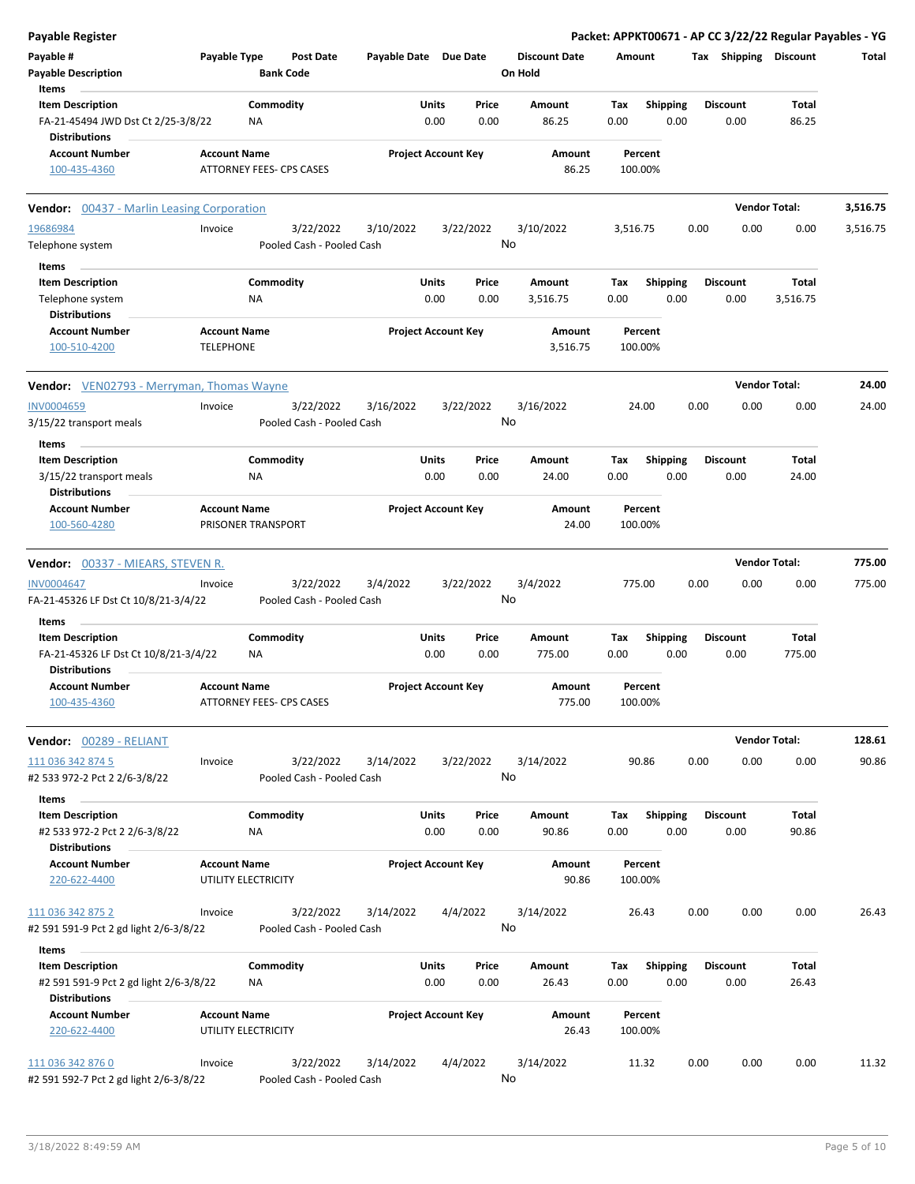## Payable Register

**Packet: APPKT00671 - AP CC 3/22/22 Regular Payables - YG**

| Payable # | Payable Type | Post Date | Payable Date | Due Date | Discount Date | Amount | Tax | Shipping | Discount | Total |
|---|---|---|---|---|---|---|---|---|---|---|
| Payable Description | | Bank Code | | | On Hold | | | | | |

**Items**

| Item Description | Commodity | Units | Price | Amount | Tax | Shipping | Discount | Total |
|---|---|---|---|---|---|---|---|---|
| FA-21-45494 JWD Dst Ct 2/25-3/8/22 | NA | 0.00 | 0.00 | 86.25 | 0.00 | 0.00 | 0.00 | 86.25 |

**Distributions**

| Account Number | Account Name | Project Account Key | Amount | Percent |
|---|---|---|---|---|
| 100-435-4360 | ATTORNEY FEES- CPS CASES | | 86.25 | 100.00% |

---

**Vendor: 00437 - Marlin Leasing Corporation** — Vendor Total: 3,516.75

| Payable # | Payable Type | Post Date | Payable Date | Due Date | Discount Date | Amount | Tax | Shipping | Discount | Total |
|---|---|---|---|---|---|---|---|---|---|---|
| 19686984 | Invoice | 3/22/2022 | 3/10/2022 | 3/22/2022 | 3/10/2022 | 3,516.75 | 0.00 | 0.00 | 0.00 | 3,516.75 |
| Telephone system | | Pooled Cash - Pooled Cash | | | No | | | | | |

**Items**

| Item Description | Commodity | Units | Price | Amount | Tax | Shipping | Discount | Total |
|---|---|---|---|---|---|---|---|---|
| Telephone system | NA | 0.00 | 0.00 | 3,516.75 | 0.00 | 0.00 | 0.00 | 3,516.75 |

**Distributions**

| Account Number | Account Name | Project Account Key | Amount | Percent |
|---|---|---|---|---|
| 100-510-4200 | TELEPHONE | | 3,516.75 | 100.00% |

---

**Vendor: VEN02793 - Merryman, Thomas Wayne** — Vendor Total: 24.00

| Payable # | Payable Type | Post Date | Payable Date | Due Date | Discount Date | Amount | Tax | Shipping | Discount | Total |
|---|---|---|---|---|---|---|---|---|---|---|
| INV0004659 | Invoice | 3/22/2022 | 3/16/2022 | 3/22/2022 | 3/16/2022 | 24.00 | 0.00 | 0.00 | 0.00 | 24.00 |
| 3/15/22 transport meals | | Pooled Cash - Pooled Cash | | | No | | | | | |

**Items**

| Item Description | Commodity | Units | Price | Amount | Tax | Shipping | Discount | Total |
|---|---|---|---|---|---|---|---|---|
| 3/15/22 transport meals | NA | 0.00 | 0.00 | 24.00 | 0.00 | 0.00 | 0.00 | 24.00 |

**Distributions**

| Account Number | Account Name | Project Account Key | Amount | Percent |
|---|---|---|---|---|
| 100-560-4280 | PRISONER TRANSPORT | | 24.00 | 100.00% |

---

**Vendor: 00337 - MIEARS, STEVEN R.** — Vendor Total: 775.00

| Payable # | Payable Type | Post Date | Payable Date | Due Date | Discount Date | Amount | Tax | Shipping | Discount | Total |
|---|---|---|---|---|---|---|---|---|---|---|
| INV0004647 | Invoice | 3/22/2022 | 3/4/2022 | 3/22/2022 | 3/4/2022 | 775.00 | 0.00 | 0.00 | 0.00 | 775.00 |
| FA-21-45326 LF Dst Ct 10/8/21-3/4/22 | | Pooled Cash - Pooled Cash | | | No | | | | | |

**Items**

| Item Description | Commodity | Units | Price | Amount | Tax | Shipping | Discount | Total |
|---|---|---|---|---|---|---|---|---|
| FA-21-45326 LF Dst Ct 10/8/21-3/4/22 | NA | 0.00 | 0.00 | 775.00 | 0.00 | 0.00 | 0.00 | 775.00 |

**Distributions**

| Account Number | Account Name | Project Account Key | Amount | Percent |
|---|---|---|---|---|
| 100-435-4360 | ATTORNEY FEES- CPS CASES | | 775.00 | 100.00% |

---

**Vendor: 00289 - RELIANT** — Vendor Total: 128.61

| Payable # | Payable Type | Post Date | Payable Date | Due Date | Discount Date | Amount | Tax | Shipping | Discount | Total |
|---|---|---|---|---|---|---|---|---|---|---|
| 111 036 342 874 5 | Invoice | 3/22/2022 | 3/14/2022 | 3/22/2022 | 3/14/2022 | 90.86 | 0.00 | 0.00 | 0.00 | 90.86 |
| #2 533 972-2 Pct 2 2/6-3/8/22 | | Pooled Cash - Pooled Cash | | | No | | | | | |

**Items**

| Item Description | Commodity | Units | Price | Amount | Tax | Shipping | Discount | Total |
|---|---|---|---|---|---|---|---|---|
| #2 533 972-2 Pct 2 2/6-3/8/22 | NA | 0.00 | 0.00 | 90.86 | 0.00 | 0.00 | 0.00 | 90.86 |

**Distributions**

| Account Number | Account Name | Project Account Key | Amount | Percent |
|---|---|---|---|---|
| 220-622-4400 | UTILITY ELECTRICITY | | 90.86 | 100.00% |

| Payable # | Payable Type | Post Date | Payable Date | Due Date | Discount Date | Amount | Tax | Shipping | Discount | Total |
|---|---|---|---|---|---|---|---|---|---|---|
| 111 036 342 875 2 | Invoice | 3/22/2022 | 3/14/2022 | 4/4/2022 | 3/14/2022 | 26.43 | 0.00 | 0.00 | 0.00 | 26.43 |
| #2 591 591-9 Pct 2 gd light 2/6-3/8/22 | | Pooled Cash - Pooled Cash | | | No | | | | | |

**Items**

| Item Description | Commodity | Units | Price | Amount | Tax | Shipping | Discount | Total |
|---|---|---|---|---|---|---|---|---|
| #2 591 591-9 Pct 2 gd light 2/6-3/8/22 | NA | 0.00 | 0.00 | 26.43 | 0.00 | 0.00 | 0.00 | 26.43 |

**Distributions**

| Account Number | Account Name | Project Account Key | Amount | Percent |
|---|---|---|---|---|
| 220-622-4400 | UTILITY ELECTRICITY | | 26.43 | 100.00% |

| Payable # | Payable Type | Post Date | Payable Date | Due Date | Discount Date | Amount | Tax | Shipping | Discount | Total |
|---|---|---|---|---|---|---|---|---|---|---|
| 111 036 342 876 0 | Invoice | 3/22/2022 | 3/14/2022 | 4/4/2022 | 3/14/2022 | 11.32 | 0.00 | 0.00 | 0.00 | 11.32 |
| #2 591 592-7 Pct 2 gd light 2/6-3/8/22 | | Pooled Cash - Pooled Cash | | | No | | | | | |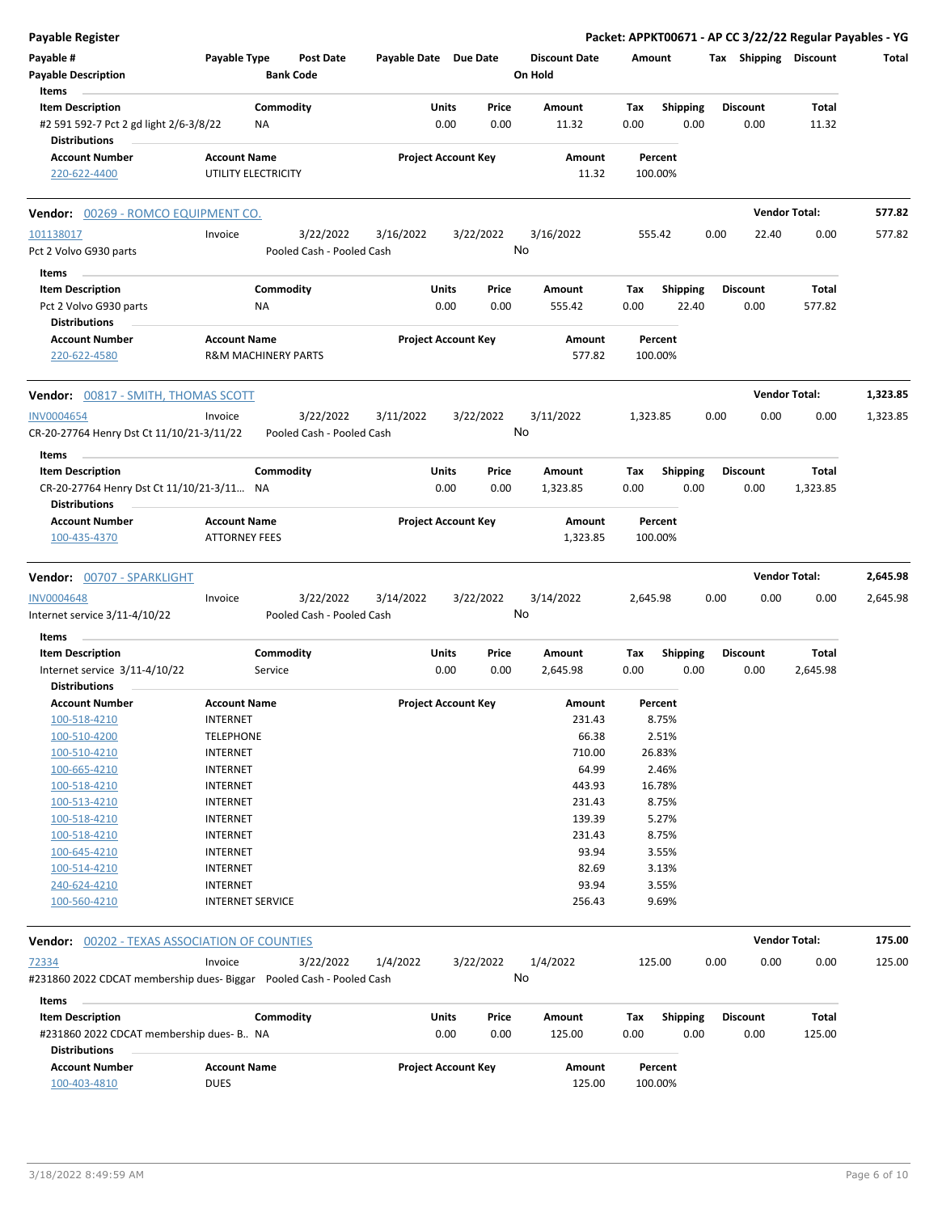**Payable Register** — **Packet: APPKT00671 - AP CC 3/22/22 Regular Payables - YG**

| Payable # | Payable Type | Post Date | Payable Date | Due Date | Discount Date | Amount | Tax | Shipping | Discount | Total |
|---|---|---|---|---|---|---|---|---|---|---|
| **Payable Description** | | **Bank Code** | | | **On Hold** | | | | | |

**Items**

| Item Description | Commodity | Units | Price | Amount | Tax | Shipping | Discount | Total |
|---|---|---|---|---|---|---|---|---|
| #2 591 592-7 Pct 2 gd light 2/6-3/8/22 | NA | 0.00 | 0.00 | 11.32 | 0.00 | 0.00 | 0.00 | 11.32 |

**Distributions**

| Account Number | Account Name | Project Account Key | Amount | Percent |
|---|---|---|---|---|
| 220-622-4400 | UTILITY ELECTRICITY | | 11.32 | 100.00% |

---

## Vendor: 00269 - ROMCO EQUIPMENT CO. — Vendor Total: 577.82

| Payable # | Payable Type | Post Date | Payable Date | Due Date | Discount Date | Amount | Tax | Shipping | Discount | Total |
|---|---|---|---|---|---|---|---|---|---|---|
| 101138017 | Invoice | 3/22/2022 | 3/16/2022 | 3/22/2022 | 3/16/2022 | 555.42 | 0.00 | 22.40 | 0.00 | 577.82 |
| Pct 2 Volvo G930 parts | | Pooled Cash - Pooled Cash | | | No | | | | | |

**Items**

| Item Description | Commodity | Units | Price | Amount | Tax | Shipping | Discount | Total |
|---|---|---|---|---|---|---|---|---|
| Pct 2 Volvo G930 parts | NA | 0.00 | 0.00 | 555.42 | 0.00 | 22.40 | 0.00 | 577.82 |

**Distributions**

| Account Number | Account Name | Project Account Key | Amount | Percent |
|---|---|---|---|---|
| 220-622-4580 | R&M MACHINERY PARTS | | 577.82 | 100.00% |

---

## Vendor: 00817 - SMITH, THOMAS SCOTT — Vendor Total: 1,323.85

| Payable # | Payable Type | Post Date | Payable Date | Due Date | Discount Date | Amount | Tax | Shipping | Discount | Total |
|---|---|---|---|---|---|---|---|---|---|---|
| INV0004654 | Invoice | 3/22/2022 | 3/11/2022 | 3/22/2022 | 3/11/2022 | 1,323.85 | 0.00 | 0.00 | 0.00 | 1,323.85 |
| CR-20-27764 Henry Dst Ct 11/10/21-3/11/22 | | Pooled Cash - Pooled Cash | | | No | | | | | |

**Items**

| Item Description | Commodity | Units | Price | Amount | Tax | Shipping | Discount | Total |
|---|---|---|---|---|---|---|---|---|
| CR-20-27764 Henry Dst Ct 11/10/21-3/11... | NA | 0.00 | 0.00 | 1,323.85 | 0.00 | 0.00 | 0.00 | 1,323.85 |

**Distributions**

| Account Number | Account Name | Project Account Key | Amount | Percent |
|---|---|---|---|---|
| 100-435-4370 | ATTORNEY FEES | | 1,323.85 | 100.00% |

---

## Vendor: 00707 - SPARKLIGHT — Vendor Total: 2,645.98

| Payable # | Payable Type | Post Date | Payable Date | Due Date | Discount Date | Amount | Tax | Shipping | Discount | Total |
|---|---|---|---|---|---|---|---|---|---|---|
| INV0004648 | Invoice | 3/22/2022 | 3/14/2022 | 3/22/2022 | 3/14/2022 | 2,645.98 | 0.00 | 0.00 | 0.00 | 2,645.98 |
| Internet service 3/11-4/10/22 | | Pooled Cash - Pooled Cash | | | No | | | | | |

**Items**

| Item Description | Commodity | Units | Price | Amount | Tax | Shipping | Discount | Total |
|---|---|---|---|---|---|---|---|---|
| Internet service 3/11-4/10/22 | Service | 0.00 | 0.00 | 2,645.98 | 0.00 | 0.00 | 0.00 | 2,645.98 |

**Distributions**

| Account Number | Account Name | Project Account Key | Amount | Percent |
|---|---|---|---|---|
| 100-518-4210 | INTERNET | | 231.43 | 8.75% |
| 100-510-4200 | TELEPHONE | | 66.38 | 2.51% |
| 100-510-4210 | INTERNET | | 710.00 | 26.83% |
| 100-665-4210 | INTERNET | | 64.99 | 2.46% |
| 100-518-4210 | INTERNET | | 443.93 | 16.78% |
| 100-513-4210 | INTERNET | | 231.43 | 8.75% |
| 100-518-4210 | INTERNET | | 139.39 | 5.27% |
| 100-518-4210 | INTERNET | | 231.43 | 8.75% |
| 100-645-4210 | INTERNET | | 93.94 | 3.55% |
| 100-514-4210 | INTERNET | | 82.69 | 3.13% |
| 240-624-4210 | INTERNET | | 93.94 | 3.55% |
| 100-560-4210 | INTERNET SERVICE | | 256.43 | 9.69% |

---

## Vendor: 00202 - TEXAS ASSOCIATION OF COUNTIES — Vendor Total: 175.00

| Payable # | Payable Type | Post Date | Payable Date | Due Date | Discount Date | Amount | Tax | Shipping | Discount | Total |
|---|---|---|---|---|---|---|---|---|---|---|
| 72334 | Invoice | 3/22/2022 | 1/4/2022 | 3/22/2022 | 1/4/2022 | 125.00 | 0.00 | 0.00 | 0.00 | 125.00 |
| #231860 2022 CDCAT membership dues- Biggar | | Pooled Cash - Pooled Cash | | | No | | | | | |

**Items**

| Item Description | Commodity | Units | Price | Amount | Tax | Shipping | Discount | Total |
|---|---|---|---|---|---|---|---|---|
| #231860 2022 CDCAT membership dues- B.. | NA | 0.00 | 0.00 | 125.00 | 0.00 | 0.00 | 0.00 | 125.00 |

**Distributions**

| Account Number | Account Name | Project Account Key | Amount | Percent |
|---|---|---|---|---|
| 100-403-4810 | DUES | | 125.00 | 100.00% |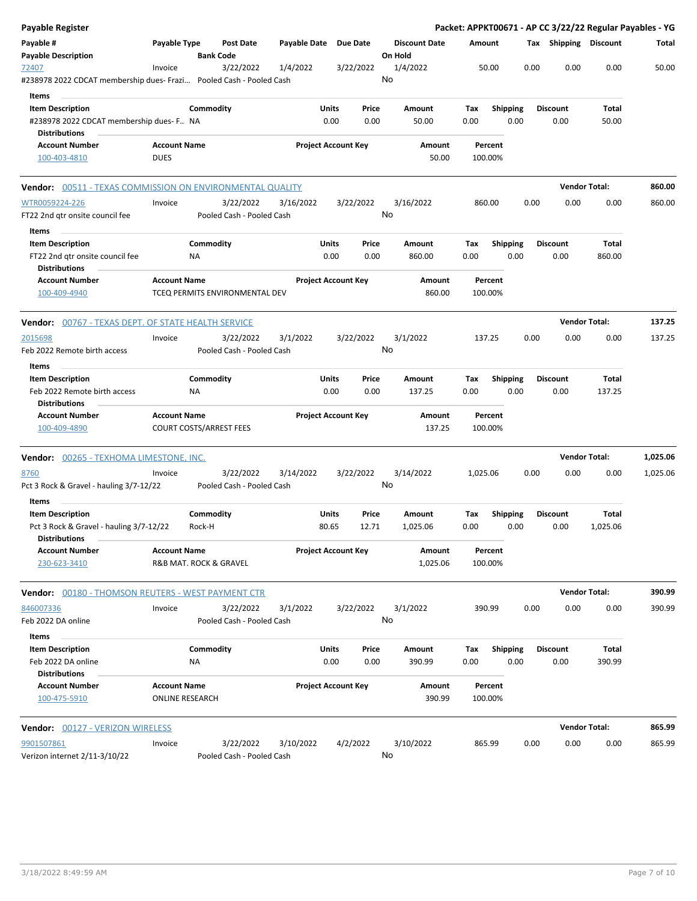# Payable Register

**Packet: APPKT00671 - AP CC 3/22/22 Regular Payables - YG**

| Payable # | Payable Type | Post Date | Payable Date | Due Date | Discount Date | Amount | Tax | Shipping | Discount | Total |
|---|---|---|---|---|---|---|---|---|---|---|
| **Payable Description** | | **Bank Code** | | | **On Hold** | | | | | |
| 72407 | Invoice | 3/22/2022 | 1/4/2022 | 3/22/2022 | 1/4/2022 | 50.00 | 0.00 | 0.00 | 0.00 | 50.00 |
| #238978 2022 CDCAT membership dues- Frazi… | | Pooled Cash - Pooled Cash | | | No | | | | | |

**Items**

| Item Description | Commodity | Units | Price | Amount | Tax | Shipping | Discount | Total |
|---|---|---|---|---|---|---|---|---|
| #238978 2022 CDCAT membership dues- F… | NA | 0.00 | 0.00 | 50.00 | 0.00 | 0.00 | 0.00 | 50.00 |

**Distributions**

| Account Number | Account Name | Project Account Key | Amount | Percent |
|---|---|---|---|---|
| 100-403-4810 | DUES | | 50.00 | 100.00% |

**Vendor: 00511 - TEXAS COMMISSION ON ENVIRONMENTAL QUALITY** — **Vendor Total: 860.00**

| Payable # | Payable Type | Post Date | Payable Date | Due Date | Discount Date | Amount | Tax | Shipping | Discount | Total |
|---|---|---|---|---|---|---|---|---|---|---|
| WTR0059224-226 | Invoice | 3/22/2022 | 3/16/2022 | 3/22/2022 | 3/16/2022 | 860.00 | 0.00 | 0.00 | 0.00 | 860.00 |
| FT22 2nd qtr onsite council fee | | Pooled Cash - Pooled Cash | | | No | | | | | |

**Items**

| Item Description | Commodity | Units | Price | Amount | Tax | Shipping | Discount | Total |
|---|---|---|---|---|---|---|---|---|
| FT22 2nd qtr onsite council fee | NA | 0.00 | 0.00 | 860.00 | 0.00 | 0.00 | 0.00 | 860.00 |

**Distributions**

| Account Number | Account Name | Project Account Key | Amount | Percent |
|---|---|---|---|---|
| 100-409-4940 | TCEQ PERMITS ENVIRONMENTAL DEV | | 860.00 | 100.00% |

**Vendor: 00767 - TEXAS DEPT. OF STATE HEALTH SERVICE** — **Vendor Total: 137.25**

| Payable # | Payable Type | Post Date | Payable Date | Due Date | Discount Date | Amount | Tax | Shipping | Discount | Total |
|---|---|---|---|---|---|---|---|---|---|---|
| 2015698 | Invoice | 3/22/2022 | 3/1/2022 | 3/22/2022 | 3/1/2022 | 137.25 | 0.00 | 0.00 | 0.00 | 137.25 |
| Feb 2022 Remote birth access | | Pooled Cash - Pooled Cash | | | No | | | | | |

**Items**

| Item Description | Commodity | Units | Price | Amount | Tax | Shipping | Discount | Total |
|---|---|---|---|---|---|---|---|---|
| Feb 2022 Remote birth access | NA | 0.00 | 0.00 | 137.25 | 0.00 | 0.00 | 0.00 | 137.25 |

**Distributions**

| Account Number | Account Name | Project Account Key | Amount | Percent |
|---|---|---|---|---|
| 100-409-4890 | COURT COSTS/ARREST FEES | | 137.25 | 100.00% |

**Vendor: 00265 - TEXHOMA LIMESTONE, INC.** — **Vendor Total: 1,025.06**

| Payable # | Payable Type | Post Date | Payable Date | Due Date | Discount Date | Amount | Tax | Shipping | Discount | Total |
|---|---|---|---|---|---|---|---|---|---|---|
| 8760 | Invoice | 3/22/2022 | 3/14/2022 | 3/22/2022 | 3/14/2022 | 1,025.06 | 0.00 | 0.00 | 0.00 | 1,025.06 |
| Pct 3 Rock & Gravel - hauling 3/7-12/22 | | Pooled Cash - Pooled Cash | | | No | | | | | |

**Items**

| Item Description | Commodity | Units | Price | Amount | Tax | Shipping | Discount | Total |
|---|---|---|---|---|---|---|---|---|
| Pct 3 Rock & Gravel - hauling 3/7-12/22 | Rock-H | 80.65 | 12.71 | 1,025.06 | 0.00 | 0.00 | 0.00 | 1,025.06 |

**Distributions**

| Account Number | Account Name | Project Account Key | Amount | Percent |
|---|---|---|---|---|
| 230-623-3410 | R&B MAT. ROCK & GRAVEL | | 1,025.06 | 100.00% |

**Vendor: 00180 - THOMSON REUTERS - WEST PAYMENT CTR** — **Vendor Total: 390.99**

| Payable # | Payable Type | Post Date | Payable Date | Due Date | Discount Date | Amount | Tax | Shipping | Discount | Total |
|---|---|---|---|---|---|---|---|---|---|---|
| 846007336 | Invoice | 3/22/2022 | 3/1/2022 | 3/22/2022 | 3/1/2022 | 390.99 | 0.00 | 0.00 | 0.00 | 390.99 |
| Feb 2022 DA online | | Pooled Cash - Pooled Cash | | | No | | | | | |

**Items**

| Item Description | Commodity | Units | Price | Amount | Tax | Shipping | Discount | Total |
|---|---|---|---|---|---|---|---|---|
| Feb 2022 DA online | NA | 0.00 | 0.00 | 390.99 | 0.00 | 0.00 | 0.00 | 390.99 |

**Distributions**

| Account Number | Account Name | Project Account Key | Amount | Percent |
|---|---|---|---|---|
| 100-475-5910 | ONLINE RESEARCH | | 390.99 | 100.00% |

**Vendor: 00127 - VERIZON WIRELESS** — **Vendor Total: 865.99**

| Payable # | Payable Type | Post Date | Payable Date | Due Date | Discount Date | Amount | Tax | Shipping | Discount | Total |
|---|---|---|---|---|---|---|---|---|---|---|
| 9901507861 | Invoice | 3/22/2022 | 3/10/2022 | 4/2/2022 | 3/10/2022 | 865.99 | 0.00 | 0.00 | 0.00 | 865.99 |
| Verizon internet 2/11-3/10/22 | | Pooled Cash - Pooled Cash | | | No | | | | | |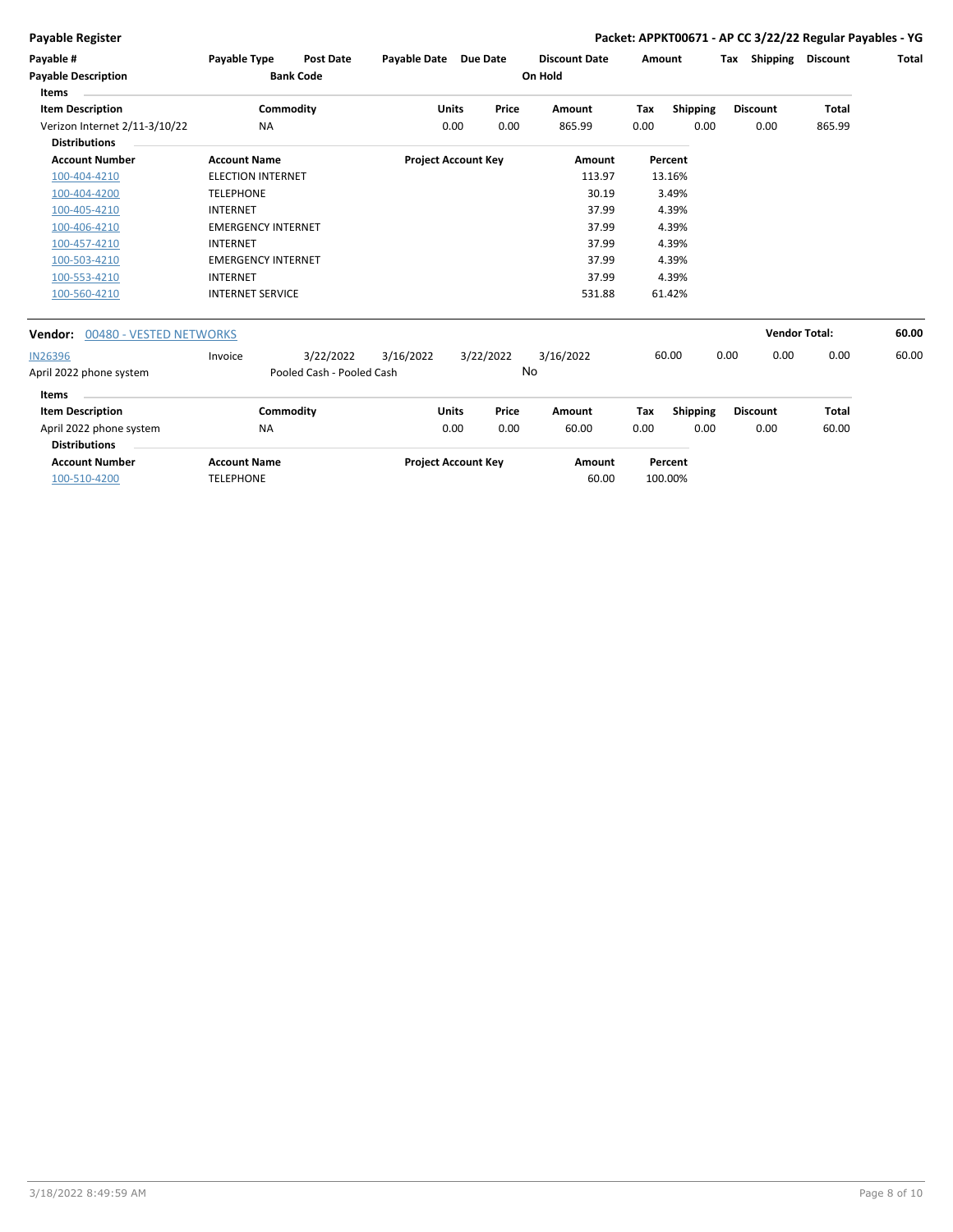**Payable Register** — **Packet: APPKT00671 - AP CC 3/22/22 Regular Payables - YG**

| Payable # | Payable Type | Post Date | Payable Date | Due Date | Discount Date | Amount | Tax | Shipping | Discount | Total |
|---|---|---|---|---|---|---|---|---|---|---|
| **Payable Description** | | **Bank Code** | | | **On Hold** | | | | | |

**Items**

| Item Description | Commodity | Units | Price | Amount | Tax | Shipping | Discount | Total |
|---|---|---|---|---|---|---|---|---|
| Verizon Internet 2/11-3/10/22 | NA | 0.00 | 0.00 | 865.99 | 0.00 | 0.00 | 0.00 | 865.99 |

**Distributions**

| Account Number | Account Name | Project Account Key | Amount | Percent |
|---|---|---|---|---|
| 100-404-4210 | ELECTION INTERNET | | 113.97 | 13.16% |
| 100-404-4200 | TELEPHONE | | 30.19 | 3.49% |
| 100-405-4210 | INTERNET | | 37.99 | 4.39% |
| 100-406-4210 | EMERGENCY INTERNET | | 37.99 | 4.39% |
| 100-457-4210 | INTERNET | | 37.99 | 4.39% |
| 100-503-4210 | EMERGENCY INTERNET | | 37.99 | 4.39% |
| 100-553-4210 | INTERNET | | 37.99 | 4.39% |
| 100-560-4210 | INTERNET SERVICE | | 531.88 | 61.42% |

**Vendor: 00480 - VESTED NETWORKS** — **Vendor Total: 60.00**

| Payable # | Payable Type | Post Date | Payable Date | Due Date | Discount Date | Amount | Tax | Shipping | Discount | Total |
|---|---|---|---|---|---|---|---|---|---|---|
| IN26396 | Invoice | 3/22/2022 | 3/16/2022 | 3/22/2022 | 3/16/2022 | 60.00 | 0.00 | 0.00 | 0.00 | 60.00 |
| April 2022 phone system | | Pooled Cash - Pooled Cash | | | No | | | | | |

**Items**

| Item Description | Commodity | Units | Price | Amount | Tax | Shipping | Discount | Total |
|---|---|---|---|---|---|---|---|---|
| April 2022 phone system | NA | 0.00 | 0.00 | 60.00 | 0.00 | 0.00 | 0.00 | 60.00 |

**Distributions**

| Account Number | Account Name | Project Account Key | Amount | Percent |
|---|---|---|---|---|
| 100-510-4200 | TELEPHONE | | 60.00 | 100.00% |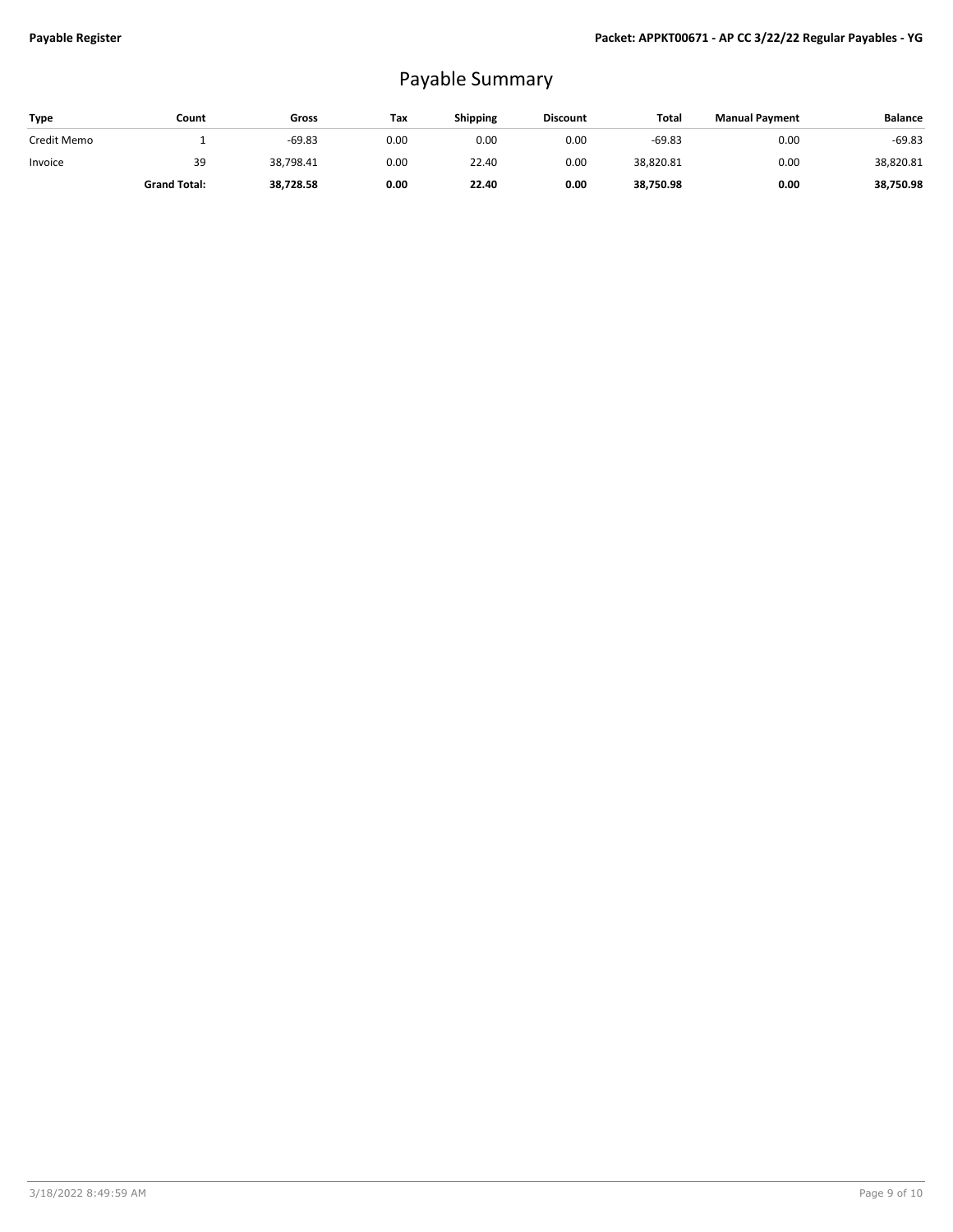# Payable Summary

| Type | Count | Gross | Tax | Shipping | Discount | Total | Manual Payment | Balance |
|---|---|---|---|---|---|---|---|---|
| Credit Memo | 1 | -69.83 | 0.00 | 0.00 | 0.00 | -69.83 | 0.00 | -69.83 |
| Invoice | 39 | 38,798.41 | 0.00 | 22.40 | 0.00 | 38,820.81 | 0.00 | 38,820.81 |
| | **Grand Total:** | **38,728.58** | **0.00** | **22.40** | **0.00** | **38,750.98** | **0.00** | **38,750.98** |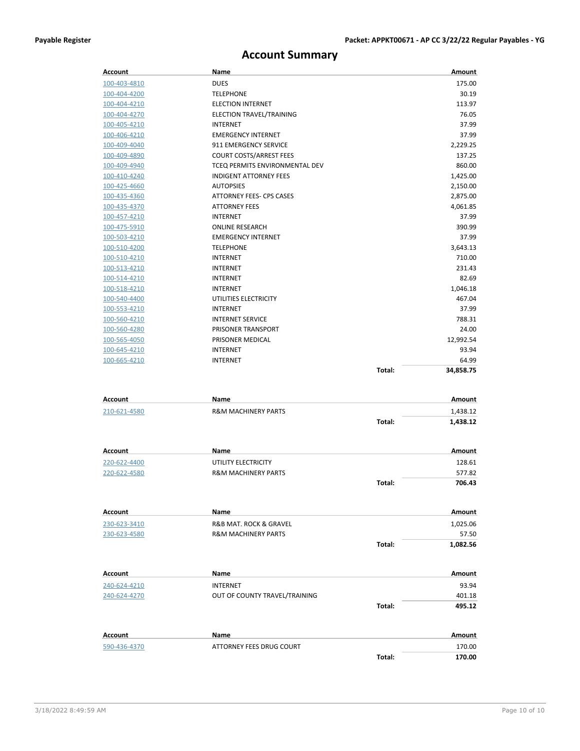# Account Summary

| Account | Name | | Amount |
|---|---|---|---|
| 100-403-4810 | DUES | | 175.00 |
| 100-404-4200 | TELEPHONE | | 30.19 |
| 100-404-4210 | ELECTION INTERNET | | 113.97 |
| 100-404-4270 | ELECTION TRAVEL/TRAINING | | 76.05 |
| 100-405-4210 | INTERNET | | 37.99 |
| 100-406-4210 | EMERGENCY INTERNET | | 37.99 |
| 100-409-4040 | 911 EMERGENCY SERVICE | | 2,229.25 |
| 100-409-4890 | COURT COSTS/ARREST FEES | | 137.25 |
| 100-409-4940 | TCEQ PERMITS ENVIRONMENTAL DEV | | 860.00 |
| 100-410-4240 | INDIGENT ATTORNEY FEES | | 1,425.00 |
| 100-425-4660 | AUTOPSIES | | 2,150.00 |
| 100-435-4360 | ATTORNEY FEES- CPS CASES | | 2,875.00 |
| 100-435-4370 | ATTORNEY FEES | | 4,061.85 |
| 100-457-4210 | INTERNET | | 37.99 |
| 100-475-5910 | ONLINE RESEARCH | | 390.99 |
| 100-503-4210 | EMERGENCY INTERNET | | 37.99 |
| 100-510-4200 | TELEPHONE | | 3,643.13 |
| 100-510-4210 | INTERNET | | 710.00 |
| 100-513-4210 | INTERNET | | 231.43 |
| 100-514-4210 | INTERNET | | 82.69 |
| 100-518-4210 | INTERNET | | 1,046.18 |
| 100-540-4400 | UTILITIES ELECTRICITY | | 467.04 |
| 100-553-4210 | INTERNET | | 37.99 |
| 100-560-4210 | INTERNET SERVICE | | 788.31 |
| 100-560-4280 | PRISONER TRANSPORT | | 24.00 |
| 100-565-4050 | PRISONER MEDICAL | | 12,992.54 |
| 100-645-4210 | INTERNET | | 93.94 |
| 100-665-4210 | INTERNET | | 64.99 |
| | | **Total:** | **34,858.75** |

| Account | Name | | Amount |
|---|---|---|---|
| 210-621-4580 | R&M MACHINERY PARTS | | 1,438.12 |
| | | **Total:** | **1,438.12** |

| Account | Name | | Amount |
|---|---|---|---|
| 220-622-4400 | UTILITY ELECTRICITY | | 128.61 |
| 220-622-4580 | R&M MACHINERY PARTS | | 577.82 |
| | | **Total:** | **706.43** |

| Account | Name | | Amount |
|---|---|---|---|
| 230-623-3410 | R&B MAT. ROCK & GRAVEL | | 1,025.06 |
| 230-623-4580 | R&M MACHINERY PARTS | | 57.50 |
| | | **Total:** | **1,082.56** |

| Account | Name | | Amount |
|---|---|---|---|
| 240-624-4210 | INTERNET | | 93.94 |
| 240-624-4270 | OUT OF COUNTY TRAVEL/TRAINING | | 401.18 |
| | | **Total:** | **495.12** |

| Account | Name | | Amount |
|---|---|---|---|
| 590-436-4370 | ATTORNEY FEES DRUG COURT | | 170.00 |
| | | **Total:** | **170.00** |